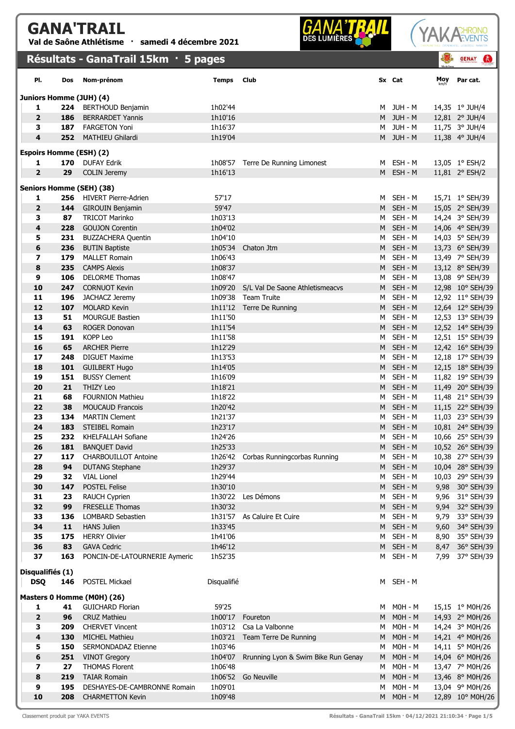# GANA'TRAIL

**Val de Saône Athlétisme · samedi 4 décembre 2021**

## Résultats - GanaTrail 15km · 5 pages

| Pl. | Dos | Nom-prénom | Temps | Club | Sx | Cat | Moy km/h | Par cat. |
|---|---|---|---|---|---|---|---|---|
| **Juniors Homme (JUH) (4)** | | | | | | | | |
| 1 | 224 | BERTHOUD Benjamin | 1h02'44 | | M | JUH - M | 14,35 | 1° JUH/4 |
| 2 | 186 | BERRARDET Yannis | 1h10'16 | | M | JUH - M | 12,81 | 2° JUH/4 |
| 3 | 187 | FARGETON Yoni | 1h16'37 | | M | JUH - M | 11,75 | 3° JUH/4 |
| 4 | 252 | MATHIEU Ghilardi | 1h19'04 | | M | JUH - M | 11,38 | 4° JUH/4 |
| **Espoirs Homme (ESH) (2)** | | | | | | | | |
| 1 | 170 | DUFAY Edrik | 1h08'57 | Terre De Running Limonest | M | ESH - M | 13,05 | 1° ESH/2 |
| 2 | 29 | COLIN Jeremy | 1h16'13 | | M | ESH - M | 11,81 | 2° ESH/2 |
| **Seniors Homme (SEH) (38)** | | | | | | | | |
| 1 | 256 | HIVERT Pierre-Adrien | 57'17 | | M | SEH - M | 15,71 | 1° SEH/39 |
| 2 | 144 | GIROUIN Benjamin | 59'47 | | M | SEH - M | 15,05 | 2° SEH/39 |
| 3 | 87 | TRICOT Marinko | 1h03'13 | | M | SEH - M | 14,24 | 3° SEH/39 |
| 4 | 228 | GOUJON Corentin | 1h04'02 | | M | SEH - M | 14,06 | 4° SEH/39 |
| 5 | 231 | BUZZACHERA Quentin | 1h04'10 | | M | SEH - M | 14,03 | 5° SEH/39 |
| 6 | 236 | BUTIN Baptiste | 1h05'34 | Chaton Jtm | M | SEH - M | 13,73 | 6° SEH/39 |
| 7 | 179 | MALLET Romain | 1h06'43 | | M | SEH - M | 13,49 | 7° SEH/39 |
| 8 | 235 | CAMPS Alexis | 1h08'37 | | M | SEH - M | 13,12 | 8° SEH/39 |
| 9 | 106 | DELORME Thomas | 1h08'47 | | M | SEH - M | 13,08 | 9° SEH/39 |
| 10 | 247 | CORNUOT Kevin | 1h09'20 | S/L Val De Saone Athletismeacvs | M | SEH - M | 12,98 | 10° SEH/39 |
| 11 | 196 | JACHACZ Jeremy | 1h09'38 | Team Truite | M | SEH - M | 12,92 | 11° SEH/39 |
| 12 | 107 | MOLARD Kevin | 1h11'12 | Terre De Running | M | SEH - M | 12,64 | 12° SEH/39 |
| 13 | 51 | MOURGUE Bastien | 1h11'50 | | M | SEH - M | 12,53 | 13° SEH/39 |
| 14 | 63 | ROGER Donovan | 1h11'54 | | M | SEH - M | 12,52 | 14° SEH/39 |
| 15 | 191 | KOPP Leo | 1h11'58 | | M | SEH - M | 12,51 | 15° SEH/39 |
| 16 | 65 | ARCHER Pierre | 1h12'29 | | M | SEH - M | 12,42 | 16° SEH/39 |
| 17 | 248 | DIGUET Maxime | 1h13'53 | | M | SEH - M | 12,18 | 17° SEH/39 |
| 18 | 101 | GUILBERT Hugo | 1h14'05 | | M | SEH - M | 12,15 | 18° SEH/39 |
| 19 | 151 | BUSSY Clement | 1h16'09 | | M | SEH - M | 11,82 | 19° SEH/39 |
| 20 | 21 | THIZY Leo | 1h18'21 | | M | SEH - M | 11,49 | 20° SEH/39 |
| 21 | 68 | FOURNION Mathieu | 1h18'22 | | M | SEH - M | 11,48 | 21° SEH/39 |
| 22 | 38 | MOUCAUD Francois | 1h20'42 | | M | SEH - M | 11,15 | 22° SEH/39 |
| 23 | 134 | MARTIN Clement | 1h21'37 | | M | SEH - M | 11,03 | 23° SEH/39 |
| 24 | 183 | STEIBEL Romain | 1h23'17 | | M | SEH - M | 10,81 | 24° SEH/39 |
| 25 | 232 | KHELFALLAH Sofiane | 1h24'26 | | M | SEH - M | 10,66 | 25° SEH/39 |
| 26 | 181 | BANQUET David | 1h25'33 | | M | SEH - M | 10,52 | 26° SEH/39 |
| 27 | 117 | CHARBOUILLOT Antoine | 1h26'42 | Corbas Runningcorbas Running | M | SEH - M | 10,38 | 27° SEH/39 |
| 28 | 94 | DUTANG Stephane | 1h29'37 | | M | SEH - M | 10,04 | 28° SEH/39 |
| 29 | 32 | VIAL Lionel | 1h29'44 | | M | SEH - M | 10,03 | 29° SEH/39 |
| 30 | 147 | POSTEL Felise | 1h30'10 | | M | SEH - M | 9,98 | 30° SEH/39 |
| 31 | 23 | RAUCH Cyprien | 1h30'22 | Les Démons | M | SEH - M | 9,96 | 31° SEH/39 |
| 32 | 99 | FRESELLE Thomas | 1h30'32 | | M | SEH - M | 9,94 | 32° SEH/39 |
| 33 | 136 | LOMBARD Sebastien | 1h31'57 | As Caluire Et Cuire | M | SEH - M | 9,79 | 33° SEH/39 |
| 34 | 11 | HANS Julien | 1h33'45 | | M | SEH - M | 9,60 | 34° SEH/39 |
| 35 | 175 | HERRY Olivier | 1h41'06 | | M | SEH - M | 8,90 | 35° SEH/39 |
| 36 | 83 | GAVA Cedric | 1h46'12 | | M | SEH - M | 8,47 | 36° SEH/39 |
| 37 | 163 | PONCIN-DE-LATOURNERIE Aymeric | 1h52'35 | | M | SEH - M | 7,99 | 37° SEH/39 |
| **Disqualifiés (1)** | | | | | | | | |
| DSQ | 146 | POSTEL Mickael | Disqualifié | | M | SEH - M | | |
| **Masters 0 Homme (M0H) (26)** | | | | | | | | |
| 1 | 41 | GUICHARD Florian | 59'25 | | M | M0H - M | 15,15 | 1° M0H/26 |
| 2 | 96 | CRUZ Mathieu | 1h00'17 | Foureton | M | M0H - M | 14,93 | 2° M0H/26 |
| 3 | 209 | CHERVET Vincent | 1h03'12 | Csa La Valbonne | M | M0H - M | 14,24 | 3° M0H/26 |
| 4 | 130 | MICHEL Mathieu | 1h03'21 | Team Terre De Running | M | M0H - M | 14,21 | 4° M0H/26 |
| 5 | 150 | SERMONDADAZ Etienne | 1h03'46 | | M | M0H - M | 14,11 | 5° M0H/26 |
| 6 | 251 | VINOT Gregory | 1h04'07 | Rrunning Lyon & Swim Bike Run Genay | M | M0H - M | 14,04 | 6° M0H/26 |
| 7 | 27 | THOMAS Florent | 1h06'48 | | M | M0H - M | 13,47 | 7° M0H/26 |
| 8 | 219 | TAIAR Romain | 1h06'52 | Go Neuville | M | M0H - M | 13,46 | 8° M0H/26 |
| 9 | 195 | DESHAYES-DE-CAMBRONNE Romain | 1h09'01 | | M | M0H - M | 13,04 | 9° M0H/26 |
| 10 | 208 | CHARMETTON Kevin | 1h09'48 | | M | M0H - M | 12,89 | 10° M0H/26 |

Classement produit par YAKA EVENTS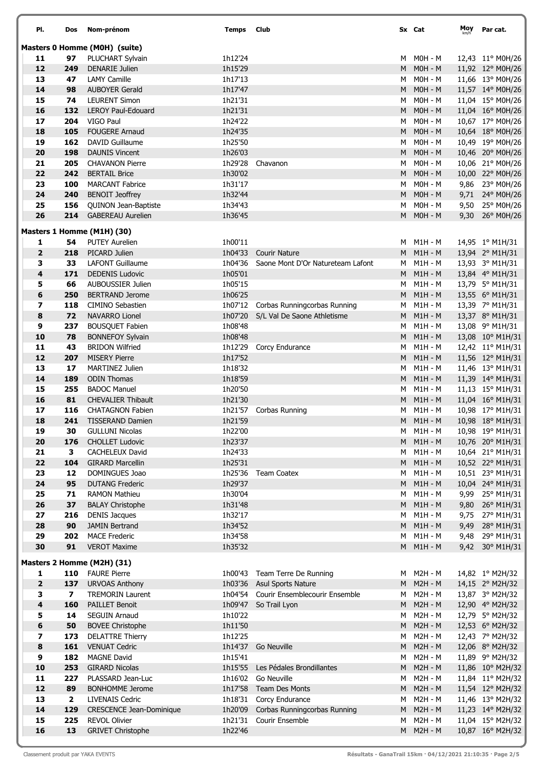| Pl. | Dos | Nom-prénom | Temps | Club | Sx | Cat | Moy km/h | Par cat. |
|---|---|---|---|---|---|---|---|---|
| **Masters 0 Homme (M0H) (suite)** | | | | | | | | |
| 11 | 97 | PLUCHART Sylvain | 1h12'24 | | M | M0H - M | 12,43 | 11° M0H/26 |
| 12 | 249 | DENARIE Julien | 1h15'29 | | M | M0H - M | 11,92 | 12° M0H/26 |
| 13 | 47 | LAMY Camille | 1h17'13 | | M | M0H - M | 11,66 | 13° M0H/26 |
| 14 | 98 | AUBOYER Gerald | 1h17'47 | | M | M0H - M | 11,57 | 14° M0H/26 |
| 15 | 74 | LEURENT Simon | 1h21'31 | | M | M0H - M | 11,04 | 15° M0H/26 |
| 16 | 132 | LEROY Paul-Edouard | 1h21'31 | | M | M0H - M | 11,04 | 16° M0H/26 |
| 17 | 204 | VIGO Paul | 1h24'22 | | M | M0H - M | 10,67 | 17° M0H/26 |
| 18 | 105 | FOUGERE Arnaud | 1h24'35 | | M | M0H - M | 10,64 | 18° M0H/26 |
| 19 | 162 | DAVID Guillaume | 1h25'50 | | M | M0H - M | 10,49 | 19° M0H/26 |
| 20 | 198 | DAUNIS Vincent | 1h26'03 | | M | M0H - M | 10,46 | 20° M0H/26 |
| 21 | 205 | CHAVANON Pierre | 1h29'28 | Chavanon | M | M0H - M | 10,06 | 21° M0H/26 |
| 22 | 242 | BERTAIL Brice | 1h30'02 | | M | M0H - M | 10,00 | 22° M0H/26 |
| 23 | 100 | MARCANT Fabrice | 1h31'17 | | M | M0H - M | 9,86 | 23° M0H/26 |
| 24 | 240 | BENOIT Jeoffrey | 1h32'44 | | M | M0H - M | 9,71 | 24° M0H/26 |
| 25 | 156 | QUINON Jean-Baptiste | 1h34'43 | | M | M0H - M | 9,50 | 25° M0H/26 |
| 26 | 214 | GABEREAU Aurelien | 1h36'45 | | M | M0H - M | 9,30 | 26° M0H/26 |
| **Masters 1 Homme (M1H) (30)** | | | | | | | | |
| 1 | 54 | PUTEY Aurelien | 1h00'11 | | M | M1H - M | 14,95 | 1° M1H/31 |
| 2 | 218 | PICARD Julien | 1h04'33 | Courir Nature | M | M1H - M | 13,94 | 2° M1H/31 |
| 3 | 33 | LAFONT Guillaume | 1h04'36 | Saone Mont D'Or Natureteam Lafont | M | M1H - M | 13,93 | 3° M1H/31 |
| 4 | 171 | DEDENIS Ludovic | 1h05'01 | | M | M1H - M | 13,84 | 4° M1H/31 |
| 5 | 66 | AUBOUSSIER Julien | 1h05'15 | | M | M1H - M | 13,79 | 5° M1H/31 |
| 6 | 250 | BERTRAND Jerome | 1h06'25 | | M | M1H - M | 13,55 | 6° M1H/31 |
| 7 | 118 | CIMINO Sebastien | 1h07'12 | Corbas Runningcorbas Running | M | M1H - M | 13,39 | 7° M1H/31 |
| 8 | 72 | NAVARRO Lionel | 1h07'20 | S/L Val De Saone Athletisme | M | M1H - M | 13,37 | 8° M1H/31 |
| 9 | 237 | BOUSQUET Fabien | 1h08'48 | | M | M1H - M | 13,08 | 9° M1H/31 |
| 10 | 78 | BONNEFOY Sylvain | 1h08'48 | | M | M1H - M | 13,08 | 10° M1H/31 |
| 11 | 43 | BRIDON Wilfried | 1h12'29 | Corcy Endurance | M | M1H - M | 12,42 | 11° M1H/31 |
| 12 | 207 | MISERY Pierre | 1h17'52 | | M | M1H - M | 11,56 | 12° M1H/31 |
| 13 | 17 | MARTINEZ Julien | 1h18'32 | | M | M1H - M | 11,46 | 13° M1H/31 |
| 14 | 189 | ODIN Thomas | 1h18'59 | | M | M1H - M | 11,39 | 14° M1H/31 |
| 15 | 255 | BADOC Manuel | 1h20'50 | | M | M1H - M | 11,13 | 15° M1H/31 |
| 16 | 81 | CHEVALIER Thibault | 1h21'30 | | M | M1H - M | 11,04 | 16° M1H/31 |
| 17 | 116 | CHATAGNON Fabien | 1h21'57 | Corbas Running | M | M1H - M | 10,98 | 17° M1H/31 |
| 18 | 241 | TISSERAND Damien | 1h21'59 | | M | M1H - M | 10,98 | 18° M1H/31 |
| 19 | 30 | GULLUNI Nicolas | 1h22'00 | | M | M1H - M | 10,98 | 19° M1H/31 |
| 20 | 176 | CHOLLET Ludovic | 1h23'37 | | M | M1H - M | 10,76 | 20° M1H/31 |
| 21 | 3 | CACHELEUX David | 1h24'33 | | M | M1H - M | 10,64 | 21° M1H/31 |
| 22 | 104 | GIRARD Marcellin | 1h25'31 | | M | M1H - M | 10,52 | 22° M1H/31 |
| 23 | 12 | DOMINGUES Joao | 1h25'36 | Team Coatex | M | M1H - M | 10,51 | 23° M1H/31 |
| 24 | 95 | DUTANG Frederic | 1h29'37 | | M | M1H - M | 10,04 | 24° M1H/31 |
| 25 | 71 | RAMON Mathieu | 1h30'04 | | M | M1H - M | 9,99 | 25° M1H/31 |
| 26 | 37 | BALAY Christophe | 1h31'48 | | M | M1H - M | 9,80 | 26° M1H/31 |
| 27 | 216 | DENIS Jacques | 1h32'17 | | M | M1H - M | 9,75 | 27° M1H/31 |
| 28 | 90 | JAMIN Bertrand | 1h34'52 | | M | M1H - M | 9,49 | 28° M1H/31 |
| 29 | 202 | MACE Frederic | 1h34'58 | | M | M1H - M | 9,48 | 29° M1H/31 |
| 30 | 91 | VEROT Maxime | 1h35'32 | | M | M1H - M | 9,42 | 30° M1H/31 |
| **Masters 2 Homme (M2H) (31)** | | | | | | | | |
| 1 | 110 | FAURE Pierre | 1h00'43 | Team Terre De Running | M | M2H - M | 14,82 | 1° M2H/32 |
| 2 | 137 | URVOAS Anthony | 1h03'36 | Asul Sports Nature | M | M2H - M | 14,15 | 2° M2H/32 |
| 3 | 7 | TREMORIN Laurent | 1h04'54 | Courir Ensemblecourir Ensemble | M | M2H - M | 13,87 | 3° M2H/32 |
| 4 | 160 | PAILLET Benoit | 1h09'47 | So Trail Lyon | M | M2H - M | 12,90 | 4° M2H/32 |
| 5 | 14 | SEGUIN Arnaud | 1h10'22 | | M | M2H - M | 12,79 | 5° M2H/32 |
| 6 | 50 | BOVEE Christophe | 1h11'50 | | M | M2H - M | 12,53 | 6° M2H/32 |
| 7 | 173 | DELATTRE Thierry | 1h12'25 | | M | M2H - M | 12,43 | 7° M2H/32 |
| 8 | 161 | VENUAT Cedric | 1h14'37 | Go Neuville | M | M2H - M | 12,06 | 8° M2H/32 |
| 9 | 182 | MAGNE David | 1h15'41 | | M | M2H - M | 11,89 | 9° M2H/32 |
| 10 | 253 | GIRARD Nicolas | 1h15'55 | Les Pédales Brondillantes | M | M2H - M | 11,86 | 10° M2H/32 |
| 11 | 227 | PLASSARD Jean-Luc | 1h16'02 | Go Neuville | M | M2H - M | 11,84 | 11° M2H/32 |
| 12 | 89 | BONHOMME Jerome | 1h17'58 | Team Des Monts | M | M2H - M | 11,54 | 12° M2H/32 |
| 13 | 2 | LIVENAIS Cedric | 1h18'31 | Corcy Endurance | M | M2H - M | 11,46 | 13° M2H/32 |
| 14 | 129 | CRESCENCE Jean-Dominique | 1h20'09 | Corbas Runningcorbas Running | M | M2H - M | 11,23 | 14° M2H/32 |
| 15 | 225 | REVOL Olivier | 1h21'31 | Courir Ensemble | M | M2H - M | 11,04 | 15° M2H/32 |
| 16 | 13 | GRIVET Christophe | 1h22'46 | | M | M2H - M | 10,87 | 16° M2H/32 |

Classement produit par YAKA EVENTS — Résultats - GanaTrail 15km · 04/12/2021 21:10:35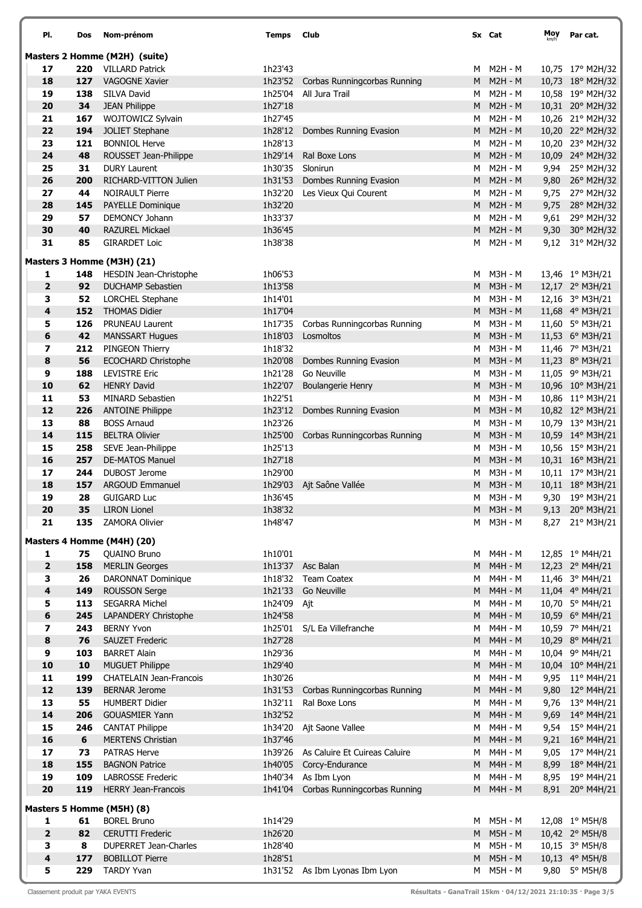| Pl. | Dos | Nom-prénom | Temps | Club | Sx | Cat | Moy km/h | Par cat. |
|---|---|---|---|---|---|---|---|---|
| **Masters 2 Homme (M2H) (suite)** | | | | | | | | |
| 17 | 220 | VILLARD Patrick | 1h23'43 | | M | M2H - M | 10,75 | 17° M2H/32 |
| 18 | 127 | VAGOGNE Xavier | 1h23'52 | Corbas Runningcorbas Running | M | M2H - M | 10,73 | 18° M2H/32 |
| 19 | 138 | SILVA David | 1h25'04 | All Jura Trail | M | M2H - M | 10,58 | 19° M2H/32 |
| 20 | 34 | JEAN Philippe | 1h27'18 | | M | M2H - M | 10,31 | 20° M2H/32 |
| 21 | 167 | WOJTOWICZ Sylvain | 1h27'45 | | M | M2H - M | 10,26 | 21° M2H/32 |
| 22 | 194 | JOLIET Stephane | 1h28'12 | Dombes Running Evasion | M | M2H - M | 10,20 | 22° M2H/32 |
| 23 | 121 | BONNIOL Herve | 1h28'13 | | M | M2H - M | 10,20 | 23° M2H/32 |
| 24 | 48 | ROUSSET Jean-Philippe | 1h29'14 | Ral Boxe Lons | M | M2H - M | 10,09 | 24° M2H/32 |
| 25 | 31 | DURY Laurent | 1h30'35 | Slonirun | M | M2H - M | 9,94 | 25° M2H/32 |
| 26 | 200 | RICHARD-VITTON Julien | 1h31'53 | Dombes Running Evasion | M | M2H - M | 9,80 | 26° M2H/32 |
| 27 | 44 | NOIRAULT Pierre | 1h32'20 | Les Vieux Qui Courent | M | M2H - M | 9,75 | 27° M2H/32 |
| 28 | 145 | PAYELLE Dominique | 1h32'20 | | M | M2H - M | 9,75 | 28° M2H/32 |
| 29 | 57 | DEMONCY Johann | 1h33'37 | | M | M2H - M | 9,61 | 29° M2H/32 |
| 30 | 40 | RAZUREL Mickael | 1h36'45 | | M | M2H - M | 9,30 | 30° M2H/32 |
| 31 | 85 | GIRARDET Loic | 1h38'38 | | M | M2H - M | 9,12 | 31° M2H/32 |
| **Masters 3 Homme (M3H) (21)** | | | | | | | | |
| 1 | 148 | HESDIN Jean-Christophe | 1h06'53 | | M | M3H - M | 13,46 | 1° M3H/21 |
| 2 | 92 | DUCHAMP Sebastien | 1h13'58 | | M | M3H - M | 12,17 | 2° M3H/21 |
| 3 | 52 | LORCHEL Stephane | 1h14'01 | | M | M3H - M | 12,16 | 3° M3H/21 |
| 4 | 152 | THOMAS Didier | 1h17'04 | | M | M3H - M | 11,68 | 4° M3H/21 |
| 5 | 126 | PRUNEAU Laurent | 1h17'35 | Corbas Runningcorbas Running | M | M3H - M | 11,60 | 5° M3H/21 |
| 6 | 42 | MANSSART Hugues | 1h18'03 | Losmoltos | M | M3H - M | 11,53 | 6° M3H/21 |
| 7 | 212 | PINGEON Thierry | 1h18'32 | | M | M3H - M | 11,46 | 7° M3H/21 |
| 8 | 56 | ECOCHARD Christophe | 1h20'08 | Dombes Running Evasion | M | M3H - M | 11,23 | 8° M3H/21 |
| 9 | 188 | LEVISTRE Eric | 1h21'28 | Go Neuville | M | M3H - M | 11,05 | 9° M3H/21 |
| 10 | 62 | HENRY David | 1h22'07 | Boulangerie Henry | M | M3H - M | 10,96 | 10° M3H/21 |
| 11 | 53 | MINARD Sebastien | 1h22'51 | | M | M3H - M | 10,86 | 11° M3H/21 |
| 12 | 226 | ANTOINE Philippe | 1h23'12 | Dombes Running Evasion | M | M3H - M | 10,82 | 12° M3H/21 |
| 13 | 88 | BOSS Arnaud | 1h23'26 | | M | M3H - M | 10,79 | 13° M3H/21 |
| 14 | 115 | BELTRA Olivier | 1h25'00 | Corbas Runningcorbas Running | M | M3H - M | 10,59 | 14° M3H/21 |
| 15 | 258 | SEVE Jean-Philippe | 1h25'13 | | M | M3H - M | 10,56 | 15° M3H/21 |
| 16 | 257 | DE-MATOS Manuel | 1h27'18 | | M | M3H - M | 10,31 | 16° M3H/21 |
| 17 | 244 | DUBOST Jerome | 1h29'00 | | M | M3H - M | 10,11 | 17° M3H/21 |
| 18 | 157 | ARGOUD Emmanuel | 1h29'03 | Ajt Saône Vallée | M | M3H - M | 10,11 | 18° M3H/21 |
| 19 | 28 | GUIGARD Luc | 1h36'45 | | M | M3H - M | 9,30 | 19° M3H/21 |
| 20 | 35 | LIRON Lionel | 1h38'32 | | M | M3H - M | 9,13 | 20° M3H/21 |
| 21 | 135 | ZAMORA Olivier | 1h48'47 | | M | M3H - M | 8,27 | 21° M3H/21 |
| **Masters 4 Homme (M4H) (20)** | | | | | | | | |
| 1 | 75 | QUAINO Bruno | 1h10'01 | | M | M4H - M | 12,85 | 1° M4H/21 |
| 2 | 158 | MERLIN Georges | 1h13'37 | Asc Balan | M | M4H - M | 12,23 | 2° M4H/21 |
| 3 | 26 | DARONNAT Dominique | 1h18'32 | Team Coatex | M | M4H - M | 11,46 | 3° M4H/21 |
| 4 | 149 | ROUSSON Serge | 1h21'33 | Go Neuville | M | M4H - M | 11,04 | 4° M4H/21 |
| 5 | 113 | SEGARRA Michel | 1h24'09 | Ajt | M | M4H - M | 10,70 | 5° M4H/21 |
| 6 | 245 | LAPANDERY Christophe | 1h24'58 | | M | M4H - M | 10,59 | 6° M4H/21 |
| 7 | 243 | BERNY Yvon | 1h25'01 | S/L Ea Villefranche | M | M4H - M | 10,59 | 7° M4H/21 |
| 8 | 76 | SAUZET Frederic | 1h27'28 | | M | M4H - M | 10,29 | 8° M4H/21 |
| 9 | 103 | BARRET Alain | 1h29'36 | | M | M4H - M | 10,04 | 9° M4H/21 |
| 10 | 10 | MUGUET Philippe | 1h29'40 | | M | M4H - M | 10,04 | 10° M4H/21 |
| 11 | 199 | CHATELAIN Jean-Francois | 1h30'26 | | M | M4H - M | 9,95 | 11° M4H/21 |
| 12 | 139 | BERNAR Jerome | 1h31'53 | Corbas Runningcorbas Running | M | M4H - M | 9,80 | 12° M4H/21 |
| 13 | 55 | HUMBERT Didier | 1h32'11 | Ral Boxe Lons | M | M4H - M | 9,76 | 13° M4H/21 |
| 14 | 206 | GOUASMIER Yann | 1h32'52 | | M | M4H - M | 9,69 | 14° M4H/21 |
| 15 | 246 | CANTAT Philippe | 1h34'20 | Ajt Saone Vallee | M | M4H - M | 9,54 | 15° M4H/21 |
| 16 | 6 | MERTENS Christian | 1h37'46 | | M | M4H - M | 9,21 | 16° M4H/21 |
| 17 | 73 | PATRAS Herve | 1h39'26 | As Caluire Et Cuireas Caluire | M | M4H - M | 9,05 | 17° M4H/21 |
| 18 | 155 | BAGNON Patrice | 1h40'05 | Corcy-Endurance | M | M4H - M | 8,99 | 18° M4H/21 |
| 19 | 109 | LABROSSE Frederic | 1h40'34 | As Ibm Lyon | M | M4H - M | 8,95 | 19° M4H/21 |
| 20 | 119 | HERRY Jean-Francois | 1h41'04 | Corbas Runningcorbas Running | M | M4H - M | 8,91 | 20° M4H/21 |
| **Masters 5 Homme (M5H) (8)** | | | | | | | | |
| 1 | 61 | BOREL Bruno | 1h14'29 | | M | M5H - M | 12,08 | 1° M5H/8 |
| 2 | 82 | CERUTTI Frederic | 1h26'20 | | M | M5H - M | 10,42 | 2° M5H/8 |
| 3 | 8 | DUPERRET Jean-Charles | 1h28'40 | | M | M5H - M | 10,15 | 3° M5H/8 |
| 4 | 177 | BOBILLOT Pierre | 1h28'51 | | M | M5H - M | 10,13 | 4° M5H/8 |
| 5 | 229 | TARDY Yvan | 1h31'52 | As Ibm Lyonas Ibm Lyon | M | M5H - M | 9,80 | 5° M5H/8 |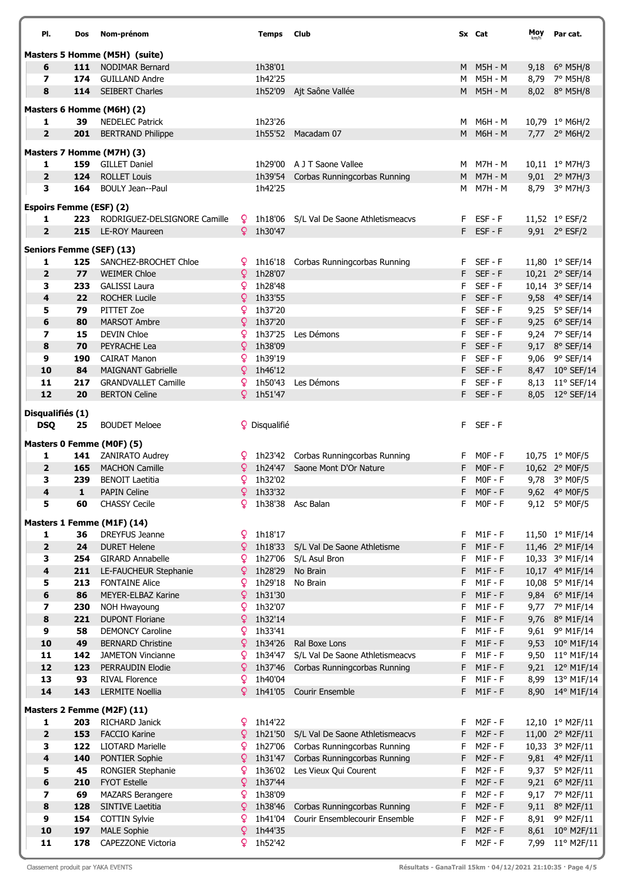| Pl. | Dos | Nom-prénom | Temps | Club | Sx | Cat | Moy km/h | Par cat. |
|---|---|---|---|---|---|---|---|---|
| **Masters 5 Homme (M5H) (suite)** | | | | | | | | |
| 6 | 111 | NODIMAR Bernard | 1h38'01 | | M | M5H - M | 9,18 | 6° M5H/8 |
| 7 | 174 | GUILLAND Andre | 1h42'25 | | M | M5H - M | 8,79 | 7° M5H/8 |
| 8 | 114 | SEIBERT Charles | 1h52'09 | Ajt Saône Vallée | M | M5H - M | 8,02 | 8° M5H/8 |
| **Masters 6 Homme (M6H) (2)** | | | | | | | | |
| 1 | 39 | NEDELEC Patrick | 1h23'26 | | M | M6H - M | 10,79 | 1° M6H/2 |
| 2 | 201 | BERTRAND Philippe | 1h55'52 | Macadam 07 | M | M6H - M | 7,77 | 2° M6H/2 |
| **Masters 7 Homme (M7H) (3)** | | | | | | | | |
| 1 | 159 | GILLET Daniel | 1h29'00 | A J T Saone Vallee | M | M7H - M | 10,11 | 1° M7H/3 |
| 2 | 124 | ROLLET Louis | 1h39'54 | Corbas Runningcorbas Running | M | M7H - M | 9,01 | 2° M7H/3 |
| 3 | 164 | BOULY Jean--Paul | 1h42'25 | | M | M7H - M | 8,79 | 3° M7H/3 |
| **Espoirs Femme (ESF) (2)** | | | | | | | | |
| 1 | 223 | RODRIGUEZ-DELSIGNORE Camille | 1h18'06 | S/L Val De Saone Athletismeacvs | F | ESF - F | 11,52 | 1° ESF/2 |
| 2 | 215 | LE-ROY Maureen | 1h30'47 | | F | ESF - F | 9,91 | 2° ESF/2 |
| **Seniors Femme (SEF) (13)** | | | | | | | | |
| 1 | 125 | SANCHEZ-BROCHET Chloe | 1h16'18 | Corbas Runningcorbas Running | F | SEF - F | 11,80 | 1° SEF/14 |
| 2 | 77 | WEIMER Chloe | 1h28'07 | | F | SEF - F | 10,21 | 2° SEF/14 |
| 3 | 233 | GALISSI Laura | 1h28'48 | | F | SEF - F | 10,14 | 3° SEF/14 |
| 4 | 22 | ROCHER Lucile | 1h33'55 | | F | SEF - F | 9,58 | 4° SEF/14 |
| 5 | 79 | PITTET Zoe | 1h37'20 | | F | SEF - F | 9,25 | 5° SEF/14 |
| 6 | 80 | MARSOT Ambre | 1h37'20 | | F | SEF - F | 9,25 | 6° SEF/14 |
| 7 | 15 | DEVIN Chloe | 1h37'25 | Les Démons | F | SEF - F | 9,24 | 7° SEF/14 |
| 8 | 70 | PEYRACHE Lea | 1h38'09 | | F | SEF - F | 9,17 | 8° SEF/14 |
| 9 | 190 | CAIRAT Manon | 1h39'19 | | F | SEF - F | 9,06 | 9° SEF/14 |
| 10 | 84 | MAIGNANT Gabrielle | 1h46'12 | | F | SEF - F | 8,47 | 10° SEF/14 |
| 11 | 217 | GRANDVALLET Camille | 1h50'43 | Les Démons | F | SEF - F | 8,13 | 11° SEF/14 |
| 12 | 20 | BERTON Celine | 1h51'47 | | F | SEF - F | 8,05 | 12° SEF/14 |
| **Disqualifiés (1)** | | | | | | | | |
| DSQ | 25 | BOUDET Meloee | Disqualifié | | F | SEF - F | | |
| **Masters 0 Femme (M0F) (5)** | | | | | | | | |
| 1 | 141 | ZANIRATO Audrey | 1h23'42 | Corbas Runningcorbas Running | F | M0F - F | 10,75 | 1° M0F/5 |
| 2 | 165 | MACHON Camille | 1h24'47 | Saone Mont D'Or Nature | F | M0F - F | 10,62 | 2° M0F/5 |
| 3 | 239 | BENOIT Laetitia | 1h32'02 | | F | M0F - F | 9,78 | 3° M0F/5 |
| 4 | 1 | PAPIN Celine | 1h33'32 | | F | M0F - F | 9,62 | 4° M0F/5 |
| 5 | 60 | CHASSY Cecile | 1h38'38 | Asc Balan | F | M0F - F | 9,12 | 5° M0F/5 |
| **Masters 1 Femme (M1F) (14)** | | | | | | | | |
| 1 | 36 | DREYFUS Jeanne | 1h18'17 | | F | M1F - F | 11,50 | 1° M1F/14 |
| 2 | 24 | DURET Helene | 1h18'33 | S/L Val De Saone Athletisme | F | M1F - F | 11,46 | 2° M1F/14 |
| 3 | 254 | GIRARD Annabelle | 1h27'06 | S/L Asul Bron | F | M1F - F | 10,33 | 3° M1F/14 |
| 4 | 211 | LE-FAUCHEUR Stephanie | 1h28'29 | No Brain | F | M1F - F | 10,17 | 4° M1F/14 |
| 5 | 213 | FONTAINE Alice | 1h29'18 | No Brain | F | M1F - F | 10,08 | 5° M1F/14 |
| 6 | 86 | MEYER-ELBAZ Karine | 1h31'30 | | F | M1F - F | 9,84 | 6° M1F/14 |
| 7 | 230 | NOH Hwayoung | 1h32'07 | | F | M1F - F | 9,77 | 7° M1F/14 |
| 8 | 221 | DUPONT Floriane | 1h32'14 | | F | M1F - F | 9,76 | 8° M1F/14 |
| 9 | 58 | DEMONCY Caroline | 1h33'41 | | F | M1F - F | 9,61 | 9° M1F/14 |
| 10 | 49 | BERNARD Christine | 1h34'26 | Ral Boxe Lons | F | M1F - F | 9,53 | 10° M1F/14 |
| 11 | 142 | JAMETON Vincianne | 1h34'47 | S/L Val De Saone Athletismeacvs | F | M1F - F | 9,50 | 11° M1F/14 |
| 12 | 123 | PERRAUDIN Elodie | 1h37'46 | Corbas Runningcorbas Running | F | M1F - F | 9,21 | 12° M1F/14 |
| 13 | 93 | RIVAL Florence | 1h40'04 | | F | M1F - F | 8,99 | 13° M1F/14 |
| 14 | 143 | LERMITE Noellia | 1h41'05 | Courir Ensemble | F | M1F - F | 8,90 | 14° M1F/14 |
| **Masters 2 Femme (M2F) (11)** | | | | | | | | |
| 1 | 203 | RICHARD Janick | 1h14'22 | | F | M2F - F | 12,10 | 1° M2F/11 |
| 2 | 153 | FACCIO Karine | 1h21'50 | S/L Val De Saone Athletismeacvs | F | M2F - F | 11,00 | 2° M2F/11 |
| 3 | 122 | LIOTARD Marielle | 1h27'06 | Corbas Runningcorbas Running | F | M2F - F | 10,33 | 3° M2F/11 |
| 4 | 140 | PONTIER Sophie | 1h31'47 | Corbas Runningcorbas Running | F | M2F - F | 9,81 | 4° M2F/11 |
| 5 | 45 | RONGIER Stephanie | 1h36'02 | Les Vieux Qui Courent | F | M2F - F | 9,37 | 5° M2F/11 |
| 6 | 210 | FYOT Estelle | 1h37'44 | | F | M2F - F | 9,21 | 6° M2F/11 |
| 7 | 69 | MAZARS Berangere | 1h38'09 | | F | M2F - F | 9,17 | 7° M2F/11 |
| 8 | 128 | SINTIVE Laetitia | 1h38'46 | Corbas Runningcorbas Running | F | M2F - F | 9,11 | 8° M2F/11 |
| 9 | 154 | COTTIN Sylvie | 1h41'04 | Courir Ensemblecourir Ensemble | F | M2F - F | 8,91 | 9° M2F/11 |
| 10 | 197 | MALE Sophie | 1h44'35 | | F | M2F - F | 8,61 | 10° M2F/11 |
| 11 | 178 | CAPEZZONE Victoria | 1h52'42 | | F | M2F - F | 7,99 | 11° M2F/11 |

Classement produit par YAKA EVENTS — Résultats - GanaTrail 15km · 04/12/2021 21:10:35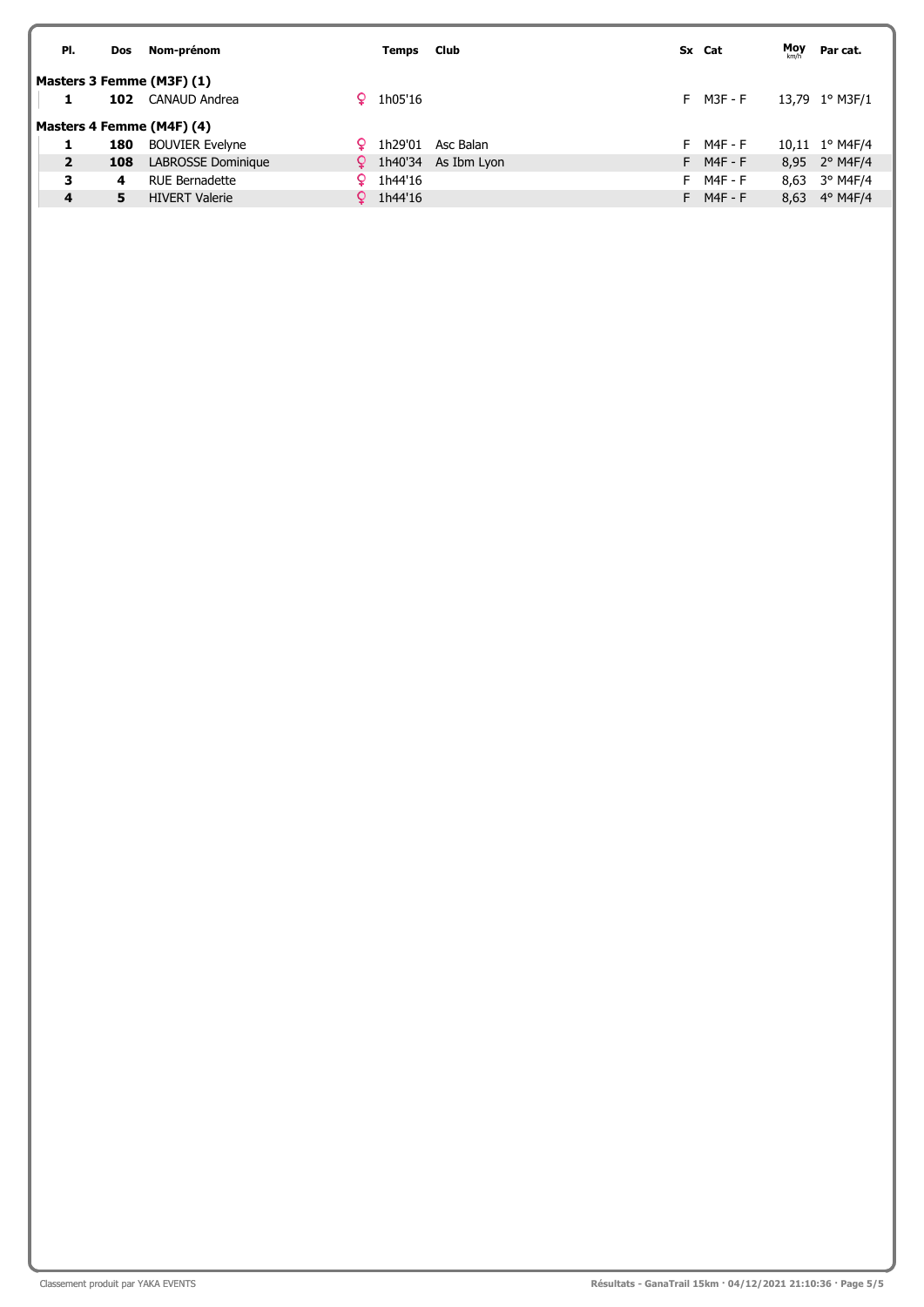| Pl. | Dos | Nom-prénom | | Temps | Club | Sx | Cat | Moy km/h | Par cat. |
|---|---|---|---|---|---|---|---|---|---|
| **Masters 3 Femme (M3F) (1)** | | | | | | | | | |
| **1** | **102** | CANAUD Andrea | ♀ | 1h05'16 | | F | M3F - F | 13,79 | 1° M3F/1 |
| **Masters 4 Femme (M4F) (4)** | | | | | | | | | |
| **1** | **180** | BOUVIER Evelyne | ♀ | 1h29'01 | Asc Balan | F | M4F - F | 10,11 | 1° M4F/4 |
| **2** | **108** | LABROSSE Dominique | ♀ | 1h40'34 | As Ibm Lyon | F | M4F - F | 8,95 | 2° M4F/4 |
| **3** | **4** | RUE Bernadette | ♀ | 1h44'16 | | F | M4F - F | 8,63 | 3° M4F/4 |
| **4** | **5** | HIVERT Valerie | ♀ | 1h44'16 | | F | M4F - F | 8,63 | 4° M4F/4 |

Classement produit par YAKA EVENTS

**Résultats - GanaTrail 15km · 04/12/2021 21:10:36**